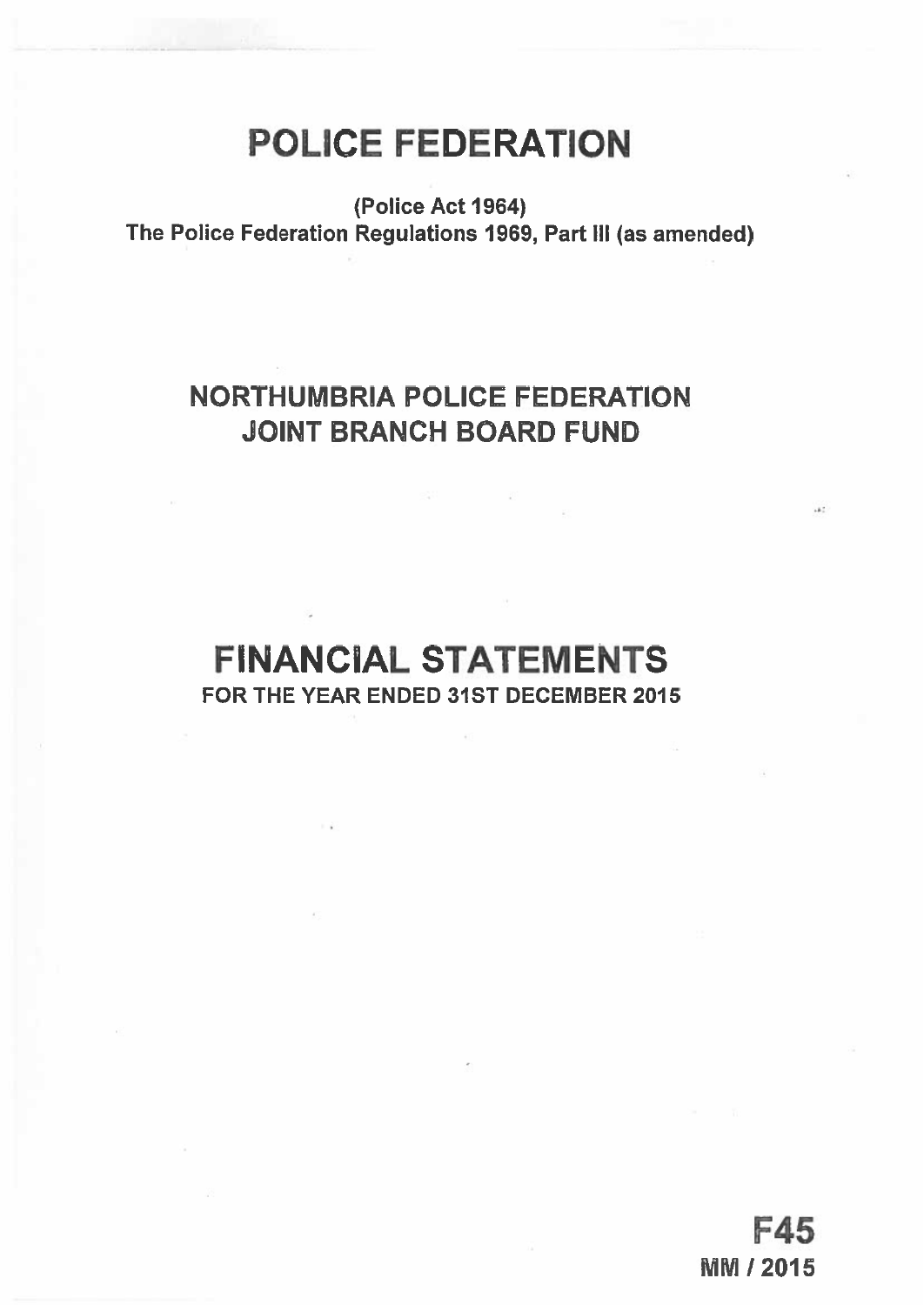# POLICE FEDERATION

**(Police Act 1964)**
**The Police Federation Regulations 1969, Part III (as amended)**

## NORTHUMBRIA POLICE FEDERATION
## JOINT BRANCH BOARD FUND

# FINANCIAL STATEMENTS

**FOR THE YEAR ENDED 31ST DECEMBER 2015**

**F45**
**MM / 2015**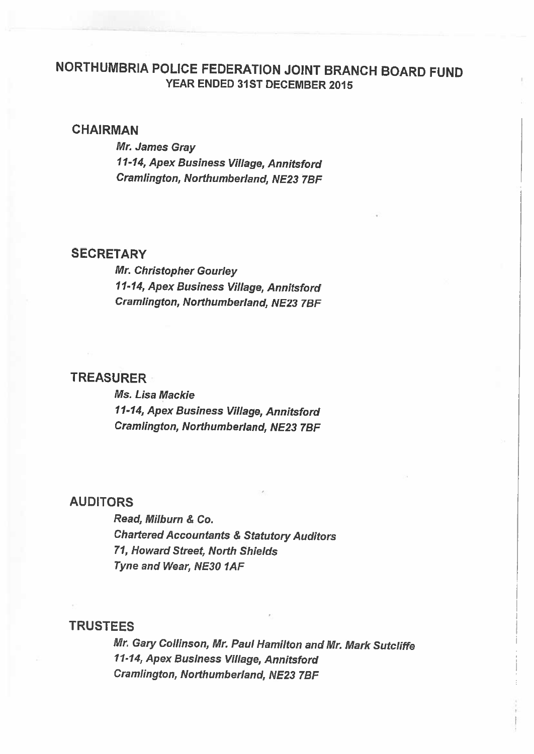# NORTHUMBRIA POLICE FEDERATION JOINT BRANCH BOARD FUND
## YEAR ENDED 31ST DECEMBER 2015

### CHAIRMAN

*Mr. James Gray*
*11-14, Apex Business Village, Annitsford*
*Cramlington, Northumberland, NE23 7BF*

### SECRETARY

*Mr. Christopher Gourley*
*11-14, Apex Business Village, Annitsford*
*Cramlington, Northumberland, NE23 7BF*

### TREASURER

*Ms. Lisa Mackie*
*11-14, Apex Business Village, Annitsford*
*Cramlington, Northumberland, NE23 7BF*

### AUDITORS

*Read, Milburn & Co.*
*Chartered Accountants & Statutory Auditors*
*71, Howard Street, North Shields*
*Tyne and Wear, NE30 1AF*

### TRUSTEES

*Mr. Gary Collinson, Mr. Paul Hamilton and Mr. Mark Sutcliffe*
*11-14, Apex Business Village, Annitsford*
*Cramlington, Northumberland, NE23 7BF*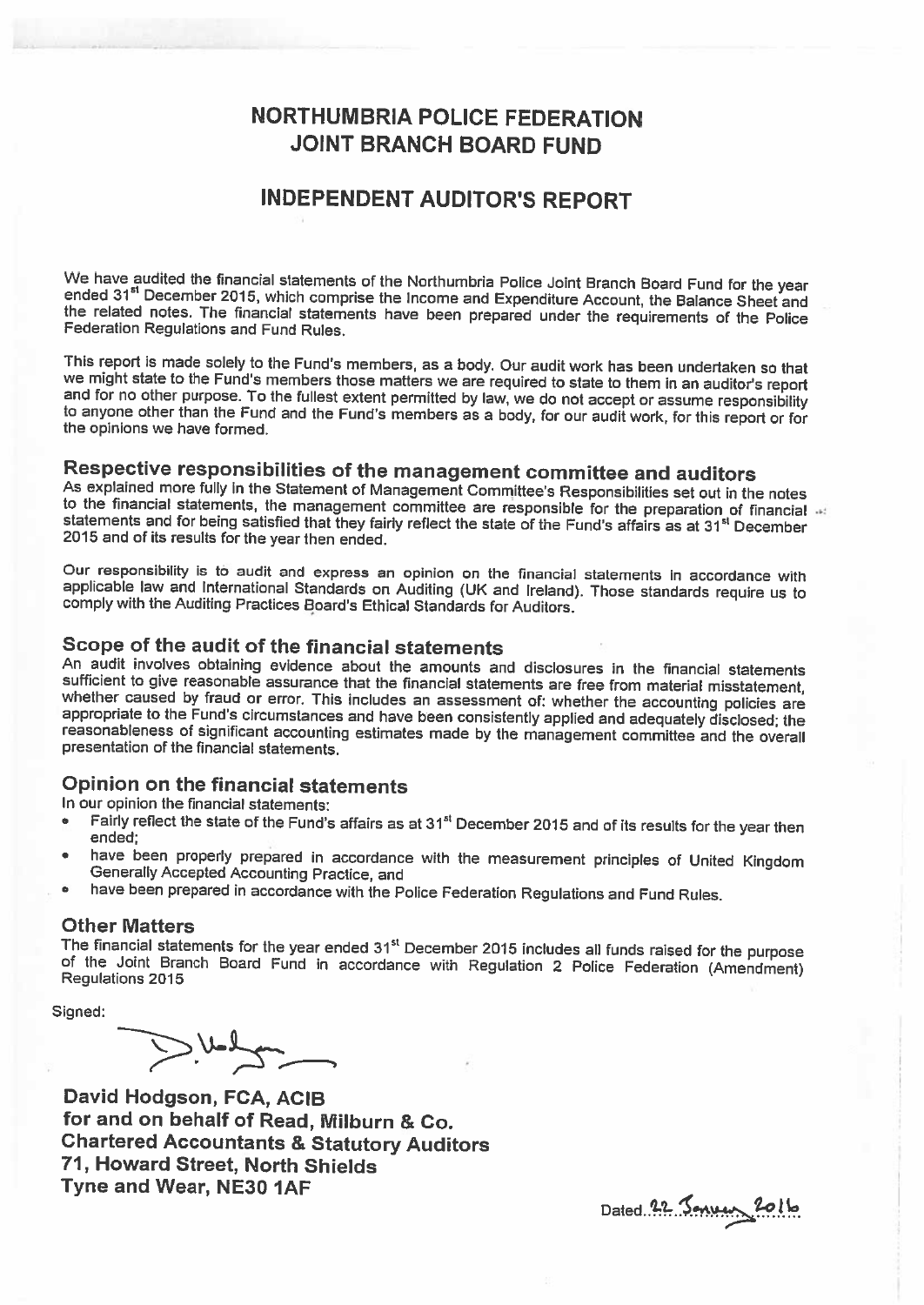# NORTHUMBRIA POLICE FEDERATION JOINT BRANCH BOARD FUND

## INDEPENDENT AUDITOR'S REPORT

We have audited the financial statements of the Northumbria Police Joint Branch Board Fund for the year ended 31st December 2015, which comprise the Income and Expenditure Account, the Balance Sheet and the related notes. The financial statements have been prepared under the requirements of the Police Federation Regulations and Fund Rules.

This report is made solely to the Fund's members, as a body. Our audit work has been undertaken so that we might state to the Fund's members those matters we are required to state to them in an auditor's report and for no other purpose. To the fullest extent permitted by law, we do not accept or assume responsibility to anyone other than the Fund and the Fund's members as a body, for our audit work, for this report or for the opinions we have formed.

### Respective responsibilities of the management committee and auditors

As explained more fully in the Statement of Management Committee's Responsibilities set out in the notes to the financial statements, the management committee are responsible for the preparation of financial statements and for being satisfied that they fairly reflect the state of the Fund's affairs as at 31st December 2015 and of its results for the year then ended.

Our responsibility is to audit and express an opinion on the financial statements in accordance with applicable law and International Standards on Auditing (UK and Ireland). Those standards require us to comply with the Auditing Practices Board's Ethical Standards for Auditors.

### Scope of the audit of the financial statements

An audit involves obtaining evidence about the amounts and disclosures in the financial statements sufficient to give reasonable assurance that the financial statements are free from material misstatement, whether caused by fraud or error. This includes an assessment of: whether the accounting policies are appropriate to the Fund's circumstances and have been consistently applied and adequately disclosed; the reasonableness of significant accounting estimates made by the management committee and the overall presentation of the financial statements.

### Opinion on the financial statements

In our opinion the financial statements:

- Fairly reflect the state of the Fund's affairs as at 31st December 2015 and of its results for the year then ended;
- have been properly prepared in accordance with the measurement principles of United Kingdom Generally Accepted Accounting Practice, and
- have been prepared in accordance with the Police Federation Regulations and Fund Rules.

### Other Matters

The financial statements for the year ended 31st December 2015 includes all funds raised for the purpose of the Joint Branch Board Fund in accordance with Regulation 2 Police Federation (Amendment) Regulations 2015

Signed:

**David Hodgson, FCA, ACIB**
**for and on behalf of Read, Milburn & Co.**
**Chartered Accountants & Statutory Auditors**
**71, Howard Street, North Shields**
**Tyne and Wear, NE30 1AF**

Dated 22 January 2016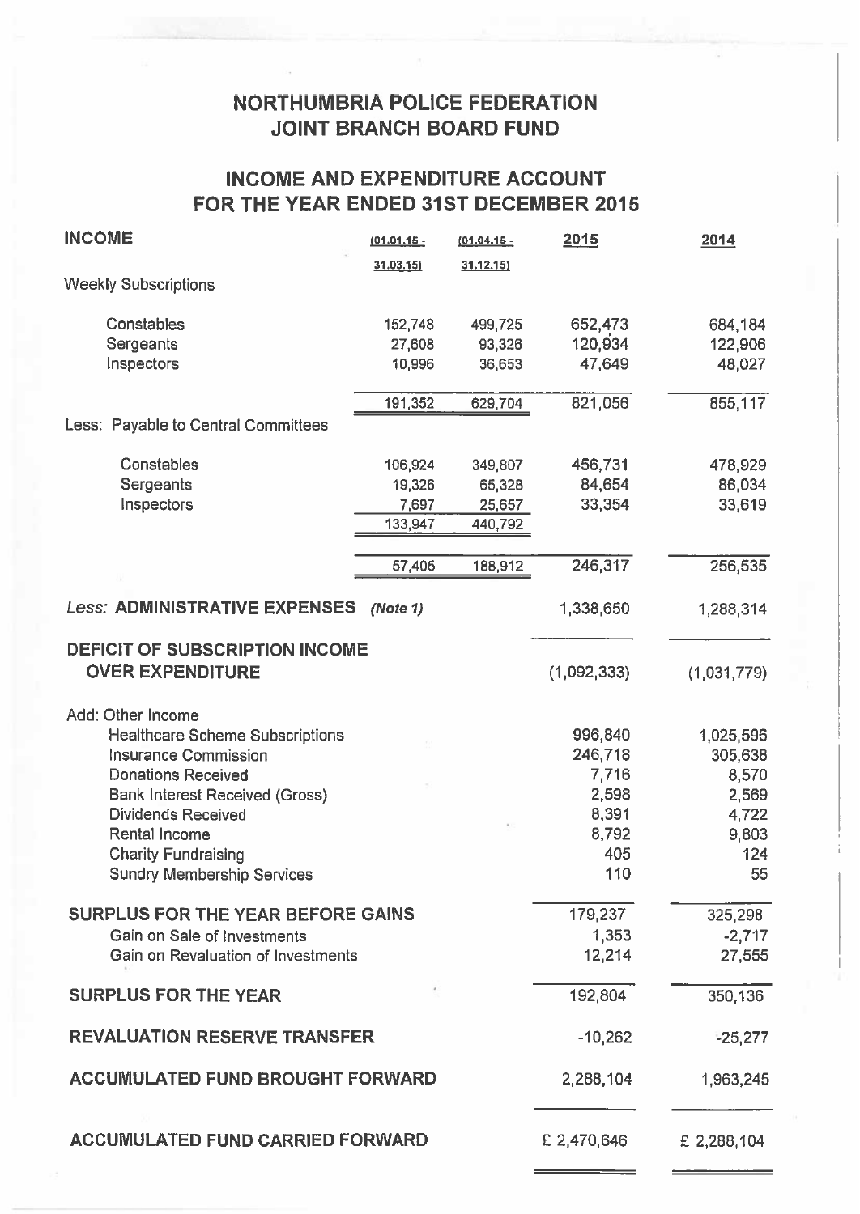# NORTHUMBRIA POLICE FEDERATION
# JOINT BRANCH BOARD FUND

## INCOME AND EXPENDITURE ACCOUNT FOR THE YEAR ENDED 31ST DECEMBER 2015

| INCOME | (01.01.15 - 31.03.15) | (01.04.15 - 31.12.15) | 2015 | 2014 |
|---|---|---|---|---|
| Weekly Subscriptions | | | | |
| Constables | 152,748 | 499,725 | 652,473 | 684,184 |
| Sergeants | 27,608 | 93,326 | 120,934 | 122,906 |
| Inspectors | 10,996 | 36,653 | 47,649 | 48,027 |
| | 191,352 | 629,704 | 821,056 | 855,117 |
| Less: Payable to Central Committees | | | | |
| Constables | 106,924 | 349,807 | 456,731 | 478,929 |
| Sergeants | 19,326 | 65,328 | 84,654 | 86,034 |
| Inspectors | 7,697 | 25,657 | 33,354 | 33,619 |
| | 133,947 | 440,792 | | |
| | 57,405 | 188,912 | 246,317 | 256,535 |
| *Less:* **ADMINISTRATIVE EXPENSES** ***(Note 1)*** | | | 1,338,650 | 1,288,314 |
| **DEFICIT OF SUBSCRIPTION INCOME OVER EXPENDITURE** | | | (1,092,333) | (1,031,779) |
| Add: Other Income | | | | |
| Healthcare Scheme Subscriptions | | | 996,840 | 1,025,596 |
| Insurance Commission | | | 246,718 | 305,638 |
| Donations Received | | | 7,716 | 8,570 |
| Bank Interest Received (Gross) | | | 2,598 | 2,569 |
| Dividends Received | | | 8,391 | 4,722 |
| Rental Income | | | 8,792 | 9,803 |
| Charity Fundraising | | | 405 | 124 |
| Sundry Membership Services | | | 110 | 55 |
| **SURPLUS FOR THE YEAR BEFORE GAINS** | | | 179,237 | 325,298 |
| Gain on Sale of Investments | | | 1,353 | -2,717 |
| Gain on Revaluation of Investments | | | 12,214 | 27,555 |
| **SURPLUS FOR THE YEAR** | | | 192,804 | 350,136 |
| **REVALUATION RESERVE TRANSFER** | | | -10,262 | -25,277 |
| **ACCUMULATED FUND BROUGHT FORWARD** | | | 2,288,104 | 1,963,245 |
| **ACCUMULATED FUND CARRIED FORWARD** | | | £ 2,470,646 | £ 2,288,104 |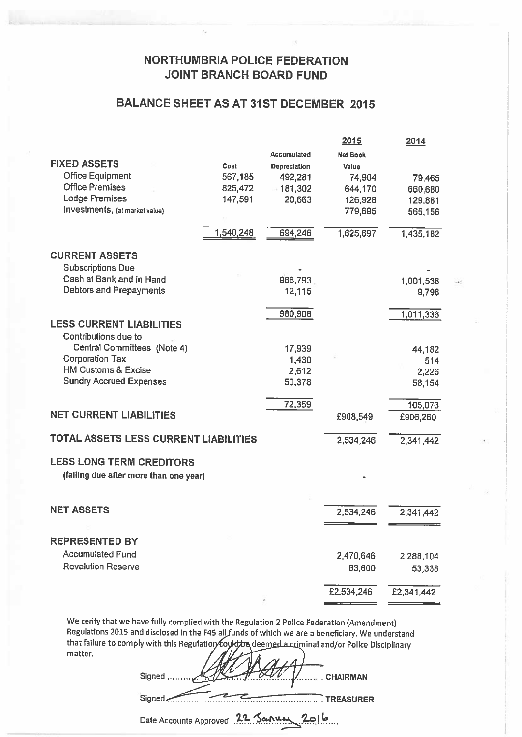# NORTHUMBRIA POLICE FEDERATION
# JOINT BRANCH BOARD FUND

## BALANCE SHEET AS AT 31ST DECEMBER 2015

| | Cost | Accumulated Depreciation | 2015 Net Book Value | 2014 |
|---|---|---|---|---|
| **FIXED ASSETS** | | | | |
| Office Equipment | 567,185 | 492,281 | 74,904 | 79,465 |
| Office Premises | 825,472 | 181,302 | 644,170 | 660,680 |
| Lodge Premises | 147,591 | 20,663 | 126,928 | 129,881 |
| Investments, (at market value) | | | 779,695 | 565,156 |
| | 1,540,248 | 694,246 | 1,625,697 | 1,435,182 |
| **CURRENT ASSETS** | | | | |
| Subscriptions Due | | - | | - |
| Cash at Bank and in Hand | | 968,793 | | 1,001,538 |
| Debtors and Prepayments | | 12,115 | | 9,798 |
| | | 980,908 | | 1,011,336 |
| **LESS CURRENT LIABILITIES** | | | | |
| Contributions due to Central Committees (Note 4) | | 17,939 | | 44,182 |
| Corporation Tax | | 1,430 | | 514 |
| HM Customs & Excise | | 2,612 | | 2,226 |
| Sundry Accrued Expenses | | 50,378 | | 58,154 |
| | | 72,359 | | 105,076 |
| **NET CURRENT LIABILITIES** | | | £908,549 | £906,260 |
| **TOTAL ASSETS LESS CURRENT LIABILITIES** | | | 2,534,246 | 2,341,442 |
| **LESS LONG TERM CREDITORS** (falling due after more than one year) | | | - | |
| **NET ASSETS** | | | 2,534,246 | 2,341,442 |
| **REPRESENTED BY** | | | | |
| Accumulated Fund | | | 2,470,646 | 2,288,104 |
| Revalution Reserve | | | 63,600 | 53,338 |
| | | | £2,534,246 | £2,341,442 |

We cerify that we have fully complied with the Regulation 2 Police Federation (Amendment) Regulations 2015 and disclosed in the F45 all funds of which we are a beneficiary. We understand that failure to comply with this Regulation could be deemed a criminal and/or Police Disciplinary matter.

Signed .................................... CHAIRMAN

Signed .................................... TREASURER

Date Accounts Approved 22 January 2016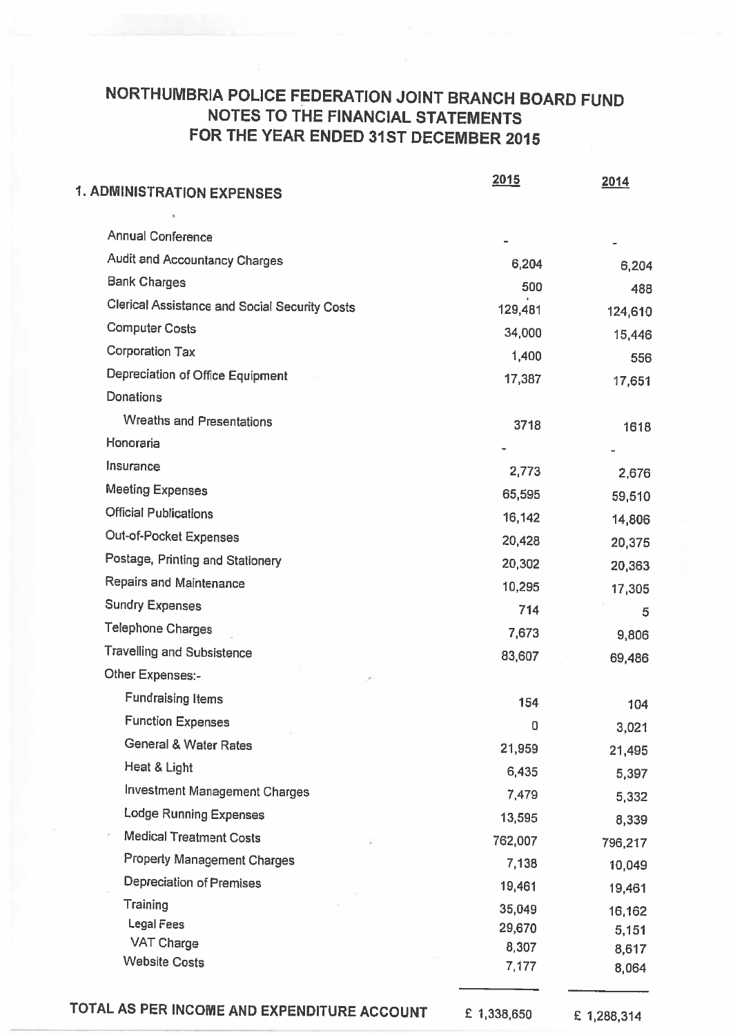# NORTHUMBRIA POLICE FEDERATION JOINT BRANCH BOARD FUND
## NOTES TO THE FINANCIAL STATEMENTS
## FOR THE YEAR ENDED 31ST DECEMBER 2015

| 1. ADMINISTRATION EXPENSES | 2015 | 2014 |
|---|---|---|
| Annual Conference | - | - |
| Audit and Accountancy Charges | 6,204 | 6,204 |
| Bank Charges | 500 | 488 |
| Clerical Assistance and Social Security Costs | 129,481 | 124,610 |
| Computer Costs | 34,000 | 15,446 |
| Corporation Tax | 1,400 | 556 |
| Depreciation of Office Equipment | 17,387 | 17,651 |
| Donations | | |
| Wreaths and Presentations | 3718 | 1618 |
| Honoraria | - | - |
| Insurance | 2,773 | 2,676 |
| Meeting Expenses | 65,595 | 59,510 |
| Official Publications | 16,142 | 14,806 |
| Out-of-Pocket Expenses | 20,428 | 20,375 |
| Postage, Printing and Stationery | 20,302 | 20,363 |
| Repairs and Maintenance | 10,295 | 17,305 |
| Sundry Expenses | 714 | 5 |
| Telephone Charges | 7,673 | 9,806 |
| Travelling and Subsistence | 83,607 | 69,486 |
| Other Expenses:- | | |
| Fundraising Items | 154 | 104 |
| Function Expenses | 0 | 3,021 |
| General & Water Rates | 21,959 | 21,495 |
| Heat & Light | 6,435 | 5,397 |
| Investment Management Charges | 7,479 | 5,332 |
| Lodge Running Expenses | 13,595 | 8,339 |
| Medical Treatment Costs | 762,007 | 796,217 |
| Property Management Charges | 7,138 | 10,049 |
| Depreciation of Premises | 19,461 | 19,461 |
| Training | 35,049 | 16,162 |
| Legal Fees | 29,670 | 5,151 |
| VAT Charge | 8,307 | 8,617 |
| Website Costs | 7,177 | 8,064 |
| **TOTAL AS PER INCOME AND EXPENDITURE ACCOUNT** | £ 1,338,650 | £ 1,288,314 |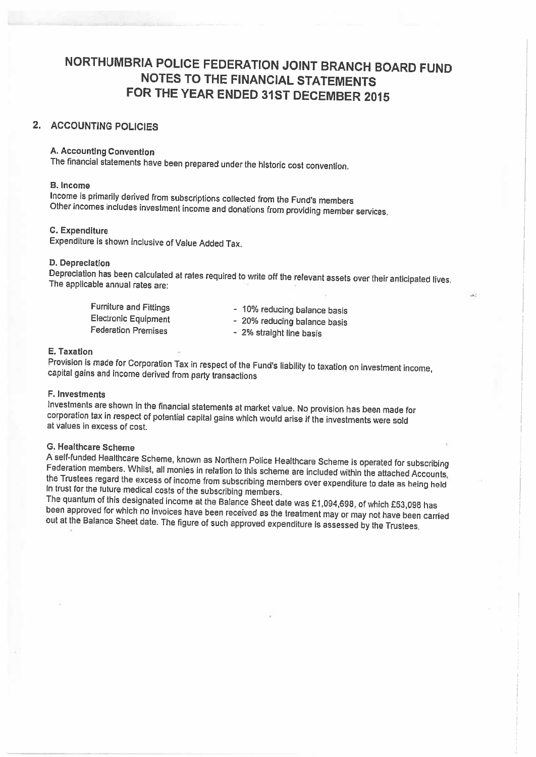# NORTHUMBRIA POLICE FEDERATION JOINT BRANCH BOARD FUND
## NOTES TO THE FINANCIAL STATEMENTS
## FOR THE YEAR ENDED 31ST DECEMBER 2015

## 2. ACCOUNTING POLICIES

### A. Accounting Convention

The financial statements have been prepared under the historic cost convention.

### B. Income

Income is primarily derived from subscriptions collected from the Fund's members
Other incomes includes investment income and donations from providing member services.

### C. Expenditure

Expenditure is shown inclusive of Value Added Tax.

### D. Depreciation

Depreciation has been calculated at rates required to write off the relevant assets over their anticipated lives. The applicable annual rates are:

| | |
|---|---|
| Furniture and Fittings | - 10% reducing balance basis |
| Electronic Equipment | - 20% reducing balance basis |
| Federation Premises | - 2% straight line basis |

### E. Taxation

Provision is made for Corporation Tax in respect of the Fund's liability to taxation on investment income, capital gains and income derived from party transactions

### F. Investments

Investments are shown in the financial statements at market value. No provision has been made for corporation tax in respect of potential capital gains which would arise if the investments were sold at values in excess of cost.

### G. Healthcare Scheme

A self-funded Healthcare Scheme, known as Northern Police Healthcare Scheme is operated for subscribing Federation members. Whilst, all monies in relation to this scheme are included within the attached Accounts, the Trustees regard the excess of income from subscribing members over expenditure to date as being held in trust for the future medical costs of the subscribing members.
The quantum of this designated income at the Balance Sheet date was £1,094,698, of which £53,098 has been approved for which no invoices have been received as the treatment may or may not have been carried out at the Balance Sheet date. The figure of such approved expenditure is assessed by the Trustees.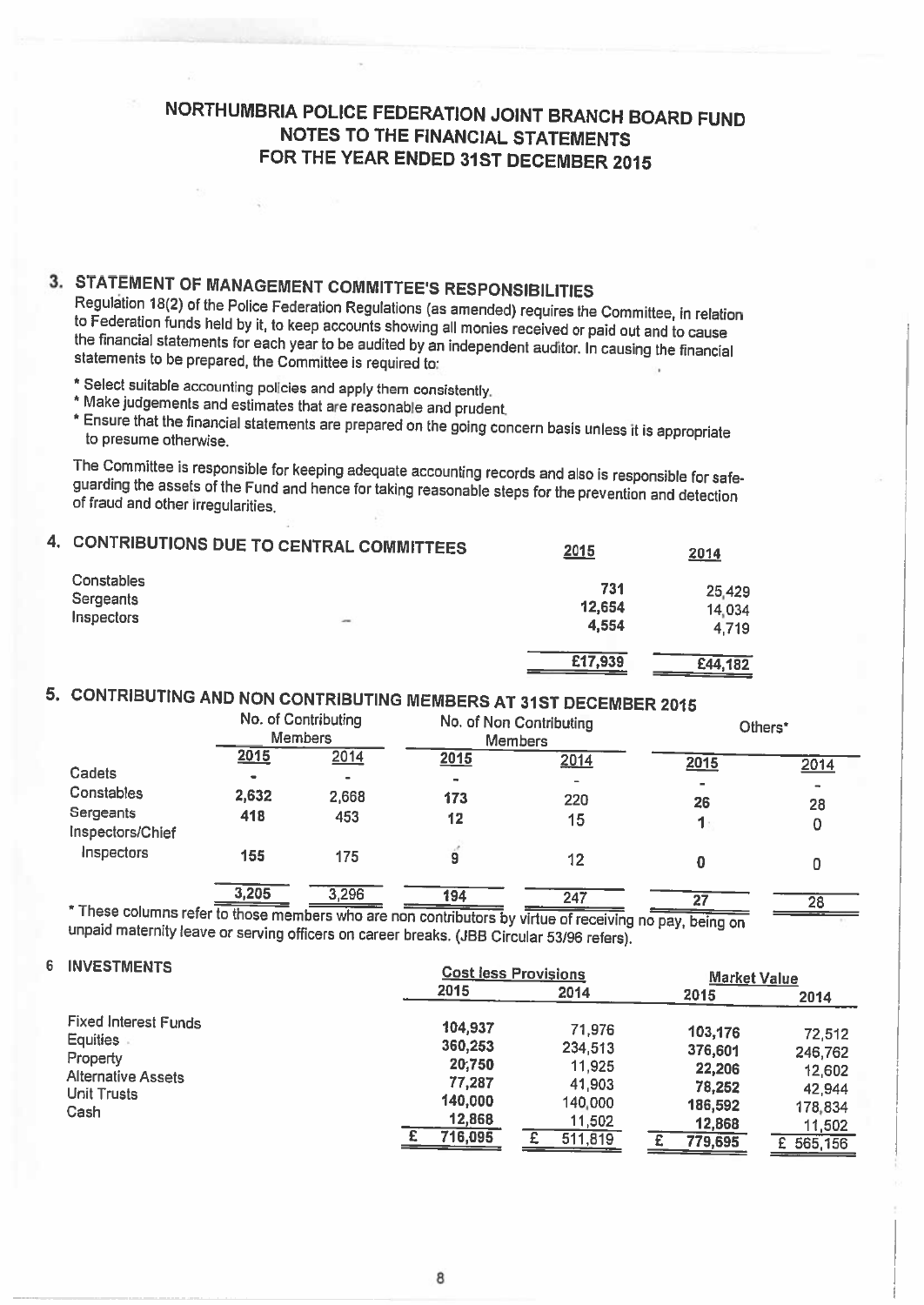# NORTHUMBRIA POLICE FEDERATION JOINT BRANCH BOARD FUND
## NOTES TO THE FINANCIAL STATEMENTS
## FOR THE YEAR ENDED 31ST DECEMBER 2015

### 3. STATEMENT OF MANAGEMENT COMMITTEE'S RESPONSIBILITIES

Regulation 18(2) of the Police Federation Regulations (as amended) requires the Committee, in relation to Federation funds held by it, to keep accounts showing all monies received or paid out and to cause the financial statements for each year to be audited by an independent auditor. In causing the financial statements to be prepared, the Committee is required to:

* Select suitable accounting policies and apply them consistently.
* Make judgements and estimates that are reasonable and prudent.
* Ensure that the financial statements are prepared on the going concern basis unless it is appropriate to presume otherwise.

The Committee is responsible for keeping adequate accounting records and also is responsible for safe-guarding the assets of the Fund and hence for taking reasonable steps for the prevention and detection of fraud and other irregularities.

### 4. CONTRIBUTIONS DUE TO CENTRAL COMMITTEES

| | 2015 | 2014 |
|---|---|---|
| Constables | 731 | 25,429 |
| Sergeants | 12,654 | 14,034 |
| Inspectors | 4,554 | 4,719 |
| | £17,939 | £44,182 |

### 5. CONTRIBUTING AND NON CONTRIBUTING MEMBERS AT 31ST DECEMBER 2015

| | No. of Contributing Members | | No. of Non Contributing Members | | Others* | |
|---|---|---|---|---|---|---|
| | 2015 | 2014 | 2015 | 2014 | 2015 | 2014 |
| Cadets | - | - | - | - | - | - |
| Constables | 2,632 | 2,668 | 173 | 220 | 26 | 28 |
| Sergeants | 418 | 453 | 12 | 15 | 1 | 0 |
| Inspectors/Chief Inspectors | 155 | 175 | 9 | 12 | 0 | 0 |
| | 3,205 | 3,296 | 194 | 247 | 27 | 28 |

* These columns refer to those members who are non contributors by virtue of receiving no pay, being on unpaid maternity leave or serving officers on career breaks. (JBB Circular 53/96 refers).

### 6 INVESTMENTS

| | Cost less Provisions | | Market Value | |
|---|---|---|---|---|
| | 2015 | 2014 | 2015 | 2014 |
| Fixed Interest Funds | 104,937 | 71,976 | 103,176 | 72,512 |
| Equities | 360,253 | 234,513 | 376,601 | 246,762 |
| Property | 20,750 | 11,925 | 22,206 | 12,602 |
| Alternative Assets | 77,287 | 41,903 | 78,252 | 42,944 |
| Unit Trusts | 140,000 | 140,000 | 186,592 | 178,834 |
| Cash | 12,868 | 11,502 | 12,868 | 11,502 |
| | £ 716,095 | £ 511,819 | £ 779,695 | £ 565,156 |